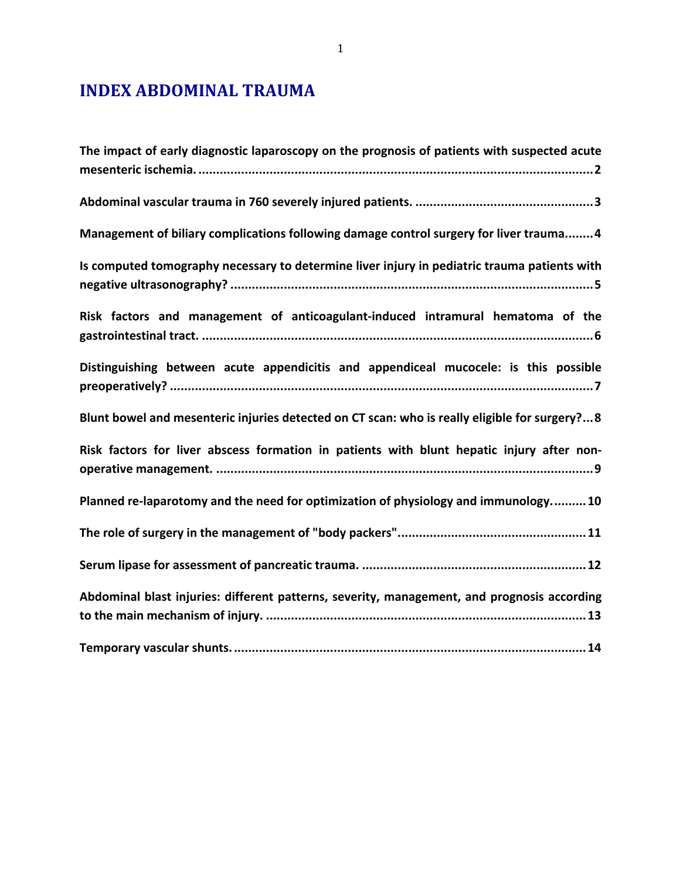# INDEX ABDOMINAL TRAUMA

**The impact of early diagnostic laparoscopy on the prognosis of patients with suspected acute mesenteric ischemia. .......... 2**

**Abdominal vascular trauma in 760 severely injured patients. .......... 3**

**Management of biliary complications following damage control surgery for liver trauma.......... 4**

**Is computed tomography necessary to determine liver injury in pediatric trauma patients with negative ultrasonography? .......... 5**

**Risk factors and management of anticoagulant-induced intramural hematoma of the gastrointestinal tract. .......... 6**

**Distinguishing between acute appendicitis and appendiceal mucocele: is this possible preoperatively? .......... 7**

**Blunt bowel and mesenteric injuries detected on CT scan: who is really eligible for surgery?... 8**

**Risk factors for liver abscess formation in patients with blunt hepatic injury after non-operative management. .......... 9**

**Planned re-laparotomy and the need for optimization of physiology and immunology. .......... 10**

**The role of surgery in the management of "body packers".......... 11**

**Serum lipase for assessment of pancreatic trauma. .......... 12**

**Abdominal blast injuries: different patterns, severity, management, and prognosis according to the main mechanism of injury. .......... 13**

**Temporary vascular shunts. .......... 14**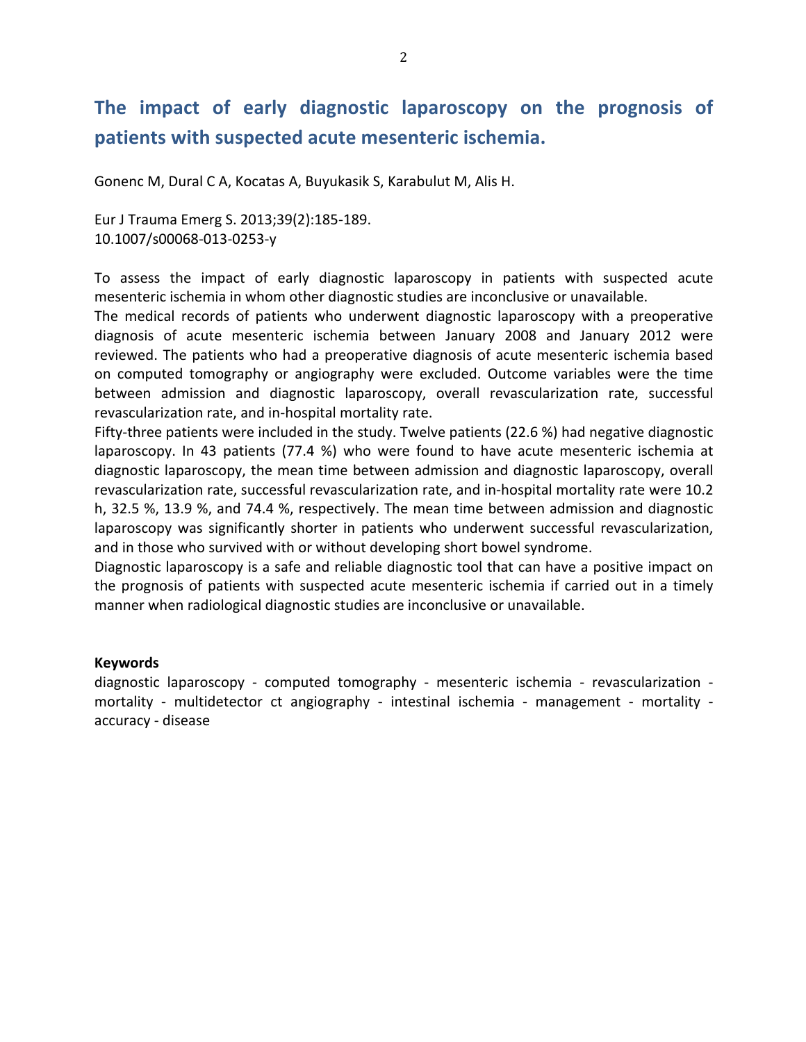# The impact of early diagnostic laparoscopy on the prognosis of patients with suspected acute mesenteric ischemia.

Gonenc M, Dural C A, Kocatas A, Buyukasik S, Karabulut M, Alis H.

Eur J Trauma Emerg S. 2013;39(2):185-189.
10.1007/s00068-013-0253-y

To assess the impact of early diagnostic laparoscopy in patients with suspected acute mesenteric ischemia in whom other diagnostic studies are inconclusive or unavailable.
The medical records of patients who underwent diagnostic laparoscopy with a preoperative diagnosis of acute mesenteric ischemia between January 2008 and January 2012 were reviewed. The patients who had a preoperative diagnosis of acute mesenteric ischemia based on computed tomography or angiography were excluded. Outcome variables were the time between admission and diagnostic laparoscopy, overall revascularization rate, successful revascularization rate, and in-hospital mortality rate.
Fifty-three patients were included in the study. Twelve patients (22.6 %) had negative diagnostic laparoscopy. In 43 patients (77.4 %) who were found to have acute mesenteric ischemia at diagnostic laparoscopy, the mean time between admission and diagnostic laparoscopy, overall revascularization rate, successful revascularization rate, and in-hospital mortality rate were 10.2 h, 32.5 %, 13.9 %, and 74.4 %, respectively. The mean time between admission and diagnostic laparoscopy was significantly shorter in patients who underwent successful revascularization, and in those who survived with or without developing short bowel syndrome.
Diagnostic laparoscopy is a safe and reliable diagnostic tool that can have a positive impact on the prognosis of patients with suspected acute mesenteric ischemia if carried out in a timely manner when radiological diagnostic studies are inconclusive or unavailable.

**Keywords**
diagnostic laparoscopy - computed tomography - mesenteric ischemia - revascularization - mortality - multidetector ct angiography - intestinal ischemia - management - mortality - accuracy - disease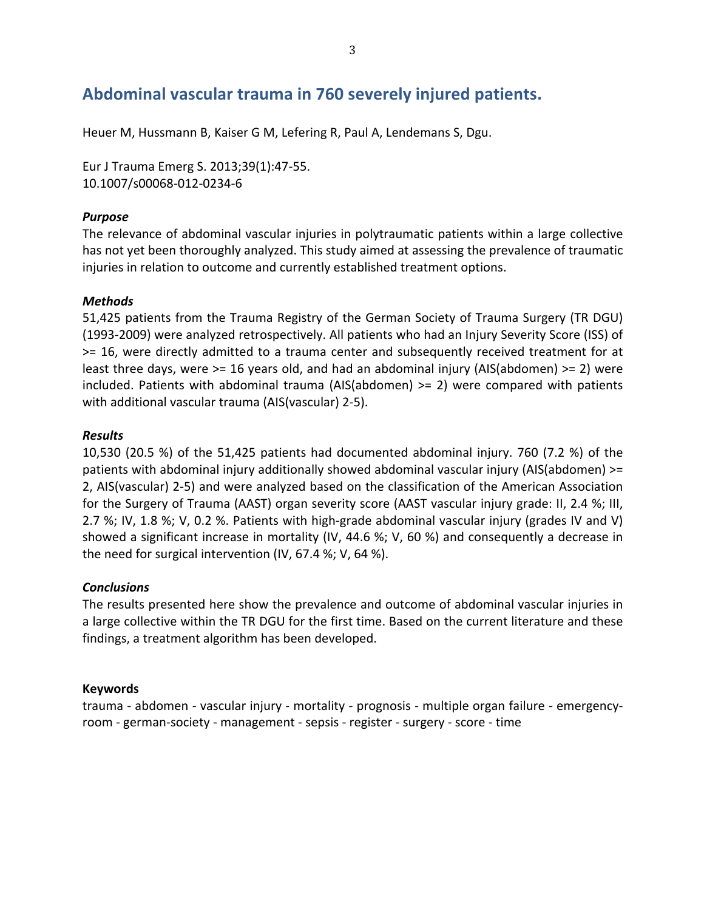## Abdominal vascular trauma in 760 severely injured patients.

Heuer M, Hussmann B, Kaiser G M, Lefering R, Paul A, Lendemans S, Dgu.

Eur J Trauma Emerg S. 2013;39(1):47-55.
10.1007/s00068-012-0234-6

### *Purpose*

The relevance of abdominal vascular injuries in polytraumatic patients within a large collective has not yet been thoroughly analyzed. This study aimed at assessing the prevalence of traumatic injuries in relation to outcome and currently established treatment options.

### *Methods*

51,425 patients from the Trauma Registry of the German Society of Trauma Surgery (TR DGU) (1993-2009) were analyzed retrospectively. All patients who had an Injury Severity Score (ISS) of >= 16, were directly admitted to a trauma center and subsequently received treatment for at least three days, were >= 16 years old, and had an abdominal injury (AIS(abdomen) >= 2) were included. Patients with abdominal trauma (AIS(abdomen) >= 2) were compared with patients with additional vascular trauma (AIS(vascular) 2-5).

### *Results*

10,530 (20.5 %) of the 51,425 patients had documented abdominal injury. 760 (7.2 %) of the patients with abdominal injury additionally showed abdominal vascular injury (AIS(abdomen) >= 2, AIS(vascular) 2-5) and were analyzed based on the classification of the American Association for the Surgery of Trauma (AAST) organ severity score (AAST vascular injury grade: II, 2.4 %; III, 2.7 %; IV, 1.8 %; V, 0.2 %. Patients with high-grade abdominal vascular injury (grades IV and V) showed a significant increase in mortality (IV, 44.6 %; V, 60 %) and consequently a decrease in the need for surgical intervention (IV, 67.4 %; V, 64 %).

### *Conclusions*

The results presented here show the prevalence and outcome of abdominal vascular injuries in a large collective within the TR DGU for the first time. Based on the current literature and these findings, a treatment algorithm has been developed.

**Keywords**

trauma - abdomen - vascular injury - mortality - prognosis - multiple organ failure - emergency-room - german-society - management - sepsis - register - surgery - score - time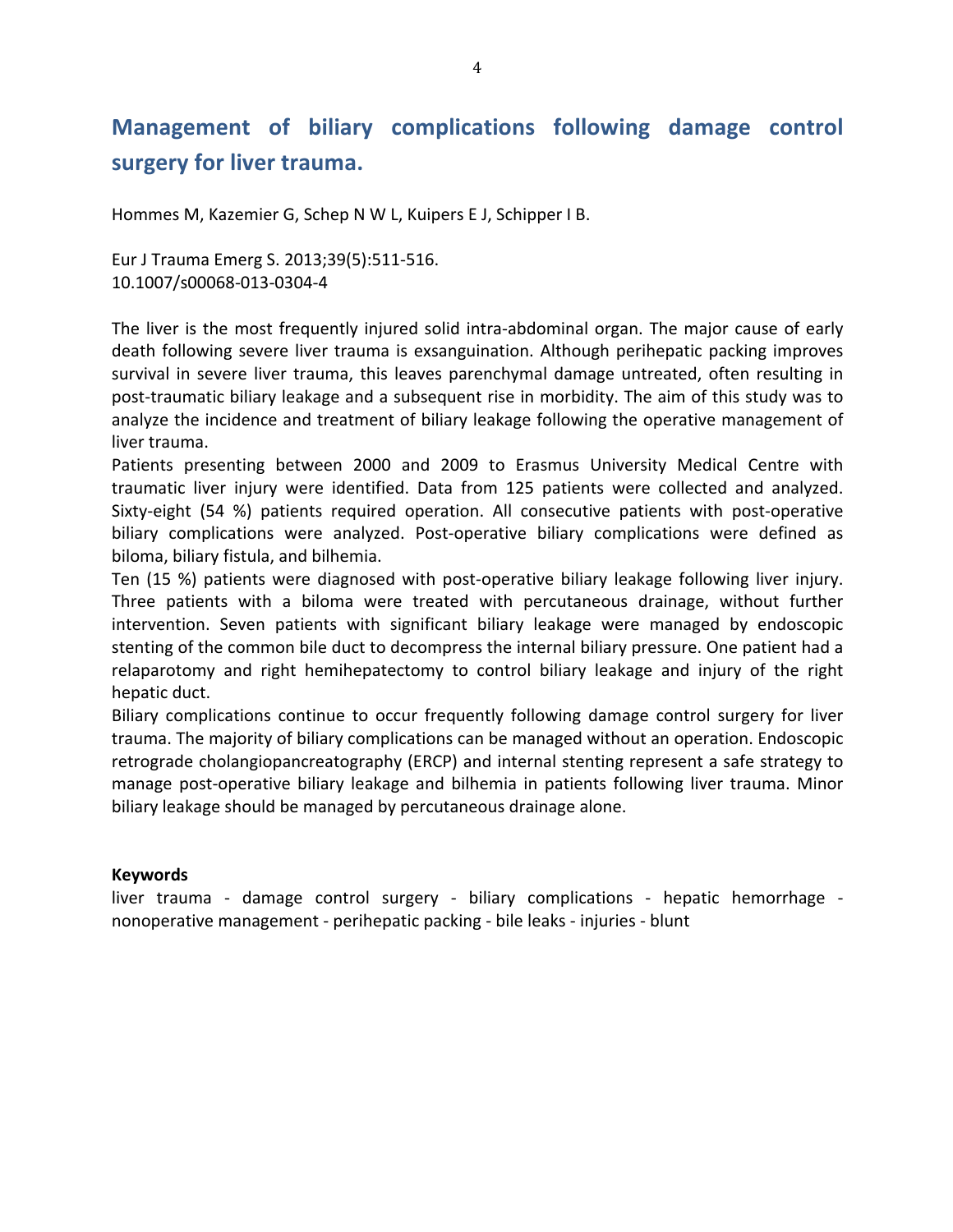# Management of biliary complications following damage control surgery for liver trauma.

Hommes M, Kazemier G, Schep N W L, Kuipers E J, Schipper I B.

Eur J Trauma Emerg S. 2013;39(5):511-516.
10.1007/s00068-013-0304-4

The liver is the most frequently injured solid intra-abdominal organ. The major cause of early death following severe liver trauma is exsanguination. Although perihepatic packing improves survival in severe liver trauma, this leaves parenchymal damage untreated, often resulting in post-traumatic biliary leakage and a subsequent rise in morbidity. The aim of this study was to analyze the incidence and treatment of biliary leakage following the operative management of liver trauma.

Patients presenting between 2000 and 2009 to Erasmus University Medical Centre with traumatic liver injury were identified. Data from 125 patients were collected and analyzed. Sixty-eight (54 %) patients required operation. All consecutive patients with post-operative biliary complications were analyzed. Post-operative biliary complications were defined as biloma, biliary fistula, and bilhemia.

Ten (15 %) patients were diagnosed with post-operative biliary leakage following liver injury. Three patients with a biloma were treated with percutaneous drainage, without further intervention. Seven patients with significant biliary leakage were managed by endoscopic stenting of the common bile duct to decompress the internal biliary pressure. One patient had a relaparotomy and right hemihepatectomy to control biliary leakage and injury of the right hepatic duct.

Biliary complications continue to occur frequently following damage control surgery for liver trauma. The majority of biliary complications can be managed without an operation. Endoscopic retrograde cholangiopancreatography (ERCP) and internal stenting represent a safe strategy to manage post-operative biliary leakage and bilhemia in patients following liver trauma. Minor biliary leakage should be managed by percutaneous drainage alone.

**Keywords**

liver trauma - damage control surgery - biliary complications - hepatic hemorrhage - nonoperative management - perihepatic packing - bile leaks - injuries - blunt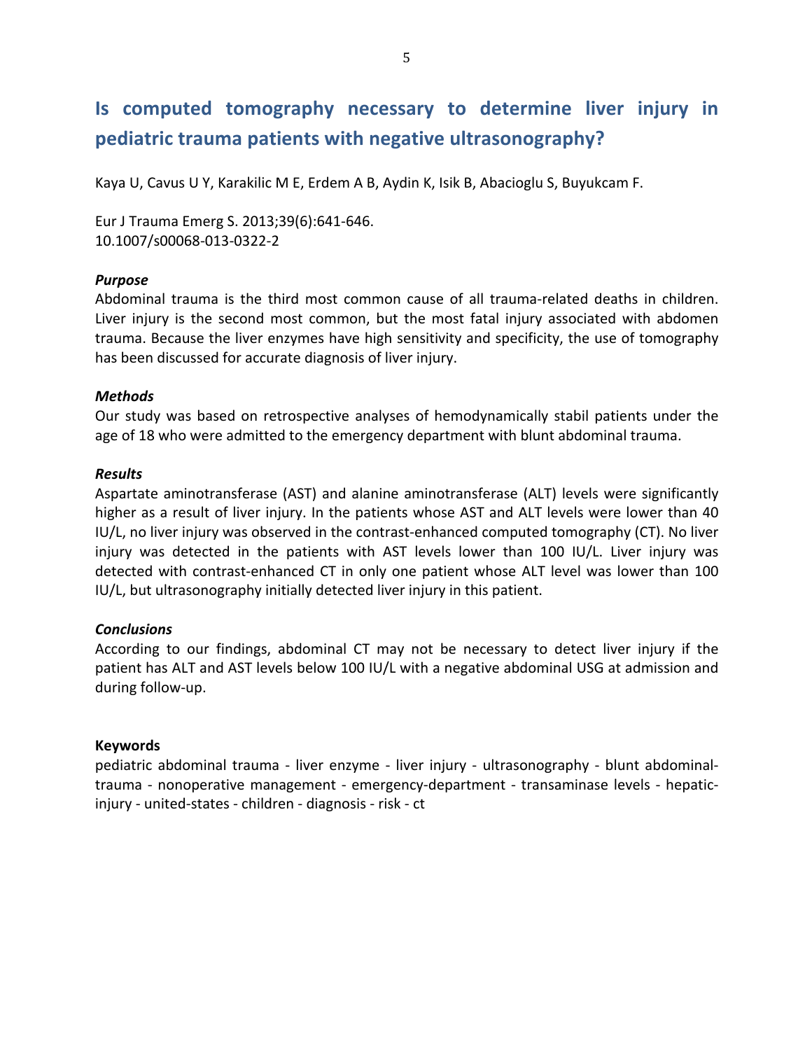## Is computed tomography necessary to determine liver injury in pediatric trauma patients with negative ultrasonography?

Kaya U, Cavus U Y, Karakilic M E, Erdem A B, Aydin K, Isik B, Abacioglu S, Buyukcam F.

Eur J Trauma Emerg S. 2013;39(6):641-646.
10.1007/s00068-013-0322-2

***Purpose***

Abdominal trauma is the third most common cause of all trauma-related deaths in children. Liver injury is the second most common, but the most fatal injury associated with abdomen trauma. Because the liver enzymes have high sensitivity and specificity, the use of tomography has been discussed for accurate diagnosis of liver injury.

***Methods***

Our study was based on retrospective analyses of hemodynamically stabil patients under the age of 18 who were admitted to the emergency department with blunt abdominal trauma.

***Results***

Aspartate aminotransferase (AST) and alanine aminotransferase (ALT) levels were significantly higher as a result of liver injury. In the patients whose AST and ALT levels were lower than 40 IU/L, no liver injury was observed in the contrast-enhanced computed tomography (CT). No liver injury was detected in the patients with AST levels lower than 100 IU/L. Liver injury was detected with contrast-enhanced CT in only one patient whose ALT level was lower than 100 IU/L, but ultrasonography initially detected liver injury in this patient.

***Conclusions***

According to our findings, abdominal CT may not be necessary to detect liver injury if the patient has ALT and AST levels below 100 IU/L with a negative abdominal USG at admission and during follow-up.

**Keywords**

pediatric abdominal trauma - liver enzyme - liver injury - ultrasonography - blunt abdominal-trauma - nonoperative management - emergency-department - transaminase levels - hepatic-injury - united-states - children - diagnosis - risk - ct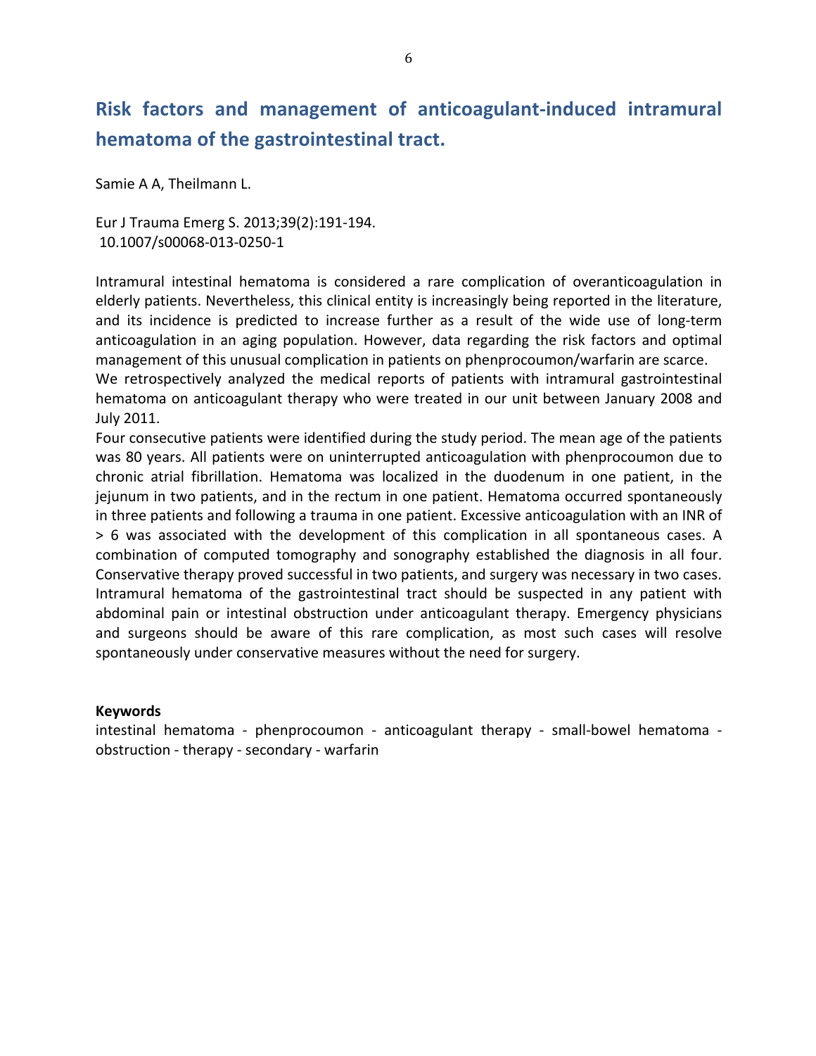# Risk factors and management of anticoagulant-induced intramural hematoma of the gastrointestinal tract.

Samie A A, Theilmann L.

Eur J Trauma Emerg S. 2013;39(2):191-194.
10.1007/s00068-013-0250-1

Intramural intestinal hematoma is considered a rare complication of overanticoagulation in elderly patients. Nevertheless, this clinical entity is increasingly being reported in the literature, and its incidence is predicted to increase further as a result of the wide use of long-term anticoagulation in an aging population. However, data regarding the risk factors and optimal management of this unusual complication in patients on phenprocoumon/warfarin are scarce.
We retrospectively analyzed the medical reports of patients with intramural gastrointestinal hematoma on anticoagulant therapy who were treated in our unit between January 2008 and July 2011.
Four consecutive patients were identified during the study period. The mean age of the patients was 80 years. All patients were on uninterrupted anticoagulation with phenprocoumon due to chronic atrial fibrillation. Hematoma was localized in the duodenum in one patient, in the jejunum in two patients, and in the rectum in one patient. Hematoma occurred spontaneously in three patients and following a trauma in one patient. Excessive anticoagulation with an INR of > 6 was associated with the development of this complication in all spontaneous cases. A combination of computed tomography and sonography established the diagnosis in all four. Conservative therapy proved successful in two patients, and surgery was necessary in two cases. Intramural hematoma of the gastrointestinal tract should be suspected in any patient with abdominal pain or intestinal obstruction under anticoagulant therapy. Emergency physicians and surgeons should be aware of this rare complication, as most such cases will resolve spontaneously under conservative measures without the need for surgery.

**Keywords**
intestinal hematoma - phenprocoumon - anticoagulant therapy - small-bowel hematoma - obstruction - therapy - secondary - warfarin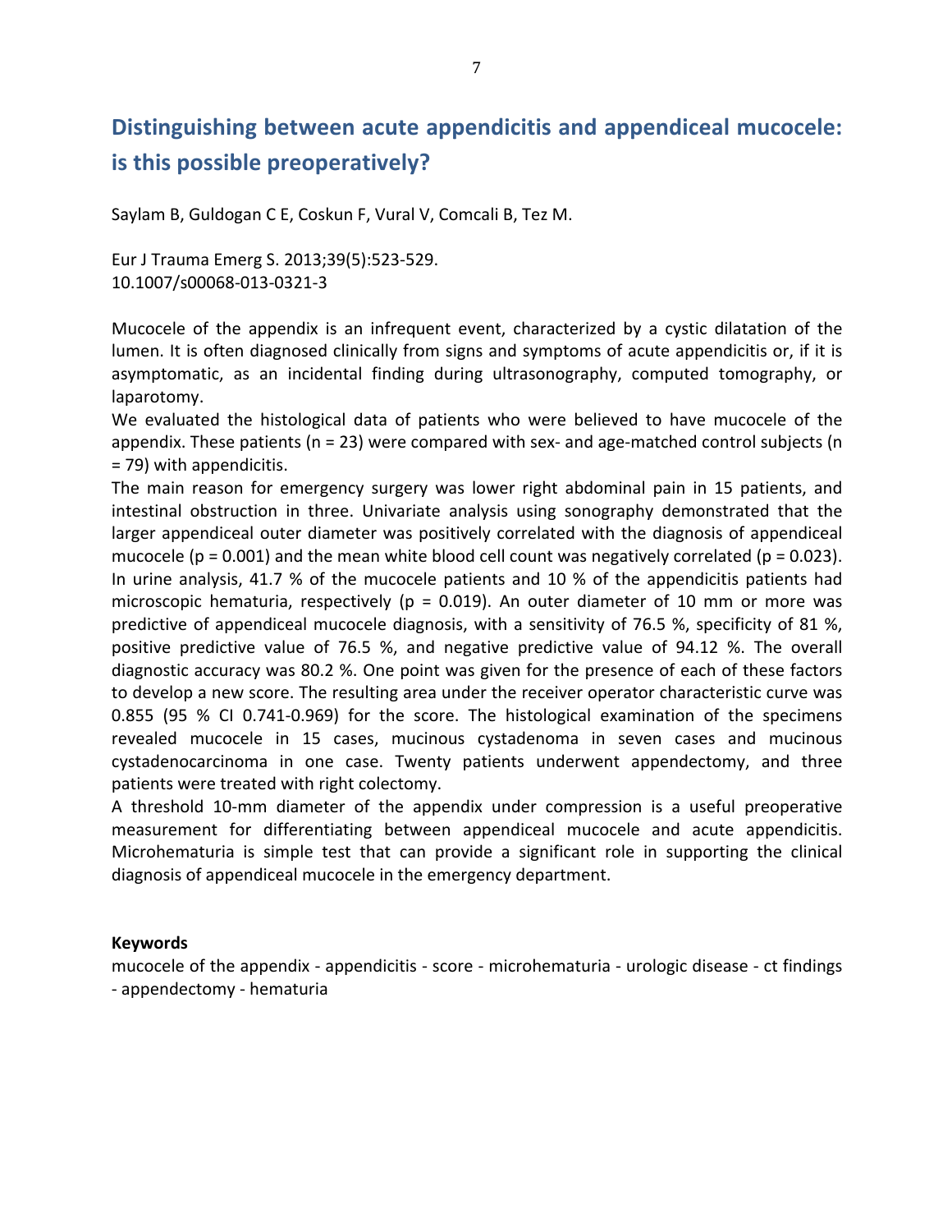## Distinguishing between acute appendicitis and appendiceal mucocele: is this possible preoperatively?

Saylam B, Guldogan C E, Coskun F, Vural V, Comcali B, Tez M.

Eur J Trauma Emerg S. 2013;39(5):523-529.
10.1007/s00068-013-0321-3

Mucocele of the appendix is an infrequent event, characterized by a cystic dilatation of the lumen. It is often diagnosed clinically from signs and symptoms of acute appendicitis or, if it is asymptomatic, as an incidental finding during ultrasonography, computed tomography, or laparotomy.

We evaluated the histological data of patients who were believed to have mucocele of the appendix. These patients (n = 23) were compared with sex- and age-matched control subjects (n = 79) with appendicitis.

The main reason for emergency surgery was lower right abdominal pain in 15 patients, and intestinal obstruction in three. Univariate analysis using sonography demonstrated that the larger appendiceal outer diameter was positively correlated with the diagnosis of appendiceal mucocele (p = 0.001) and the mean white blood cell count was negatively correlated (p = 0.023). In urine analysis, 41.7 % of the mucocele patients and 10 % of the appendicitis patients had microscopic hematuria, respectively (p = 0.019). An outer diameter of 10 mm or more was predictive of appendiceal mucocele diagnosis, with a sensitivity of 76.5 %, specificity of 81 %, positive predictive value of 76.5 %, and negative predictive value of 94.12 %. The overall diagnostic accuracy was 80.2 %. One point was given for the presence of each of these factors to develop a new score. The resulting area under the receiver operator characteristic curve was 0.855 (95 % CI 0.741-0.969) for the score. The histological examination of the specimens revealed mucocele in 15 cases, mucinous cystadenoma in seven cases and mucinous cystadenocarcinoma in one case. Twenty patients underwent appendectomy, and three patients were treated with right colectomy.

A threshold 10-mm diameter of the appendix under compression is a useful preoperative measurement for differentiating between appendiceal mucocele and acute appendicitis. Microhematuria is simple test that can provide a significant role in supporting the clinical diagnosis of appendiceal mucocele in the emergency department.

**Keywords**

mucocele of the appendix - appendicitis - score - microhematuria - urologic disease - ct findings - appendectomy - hematuria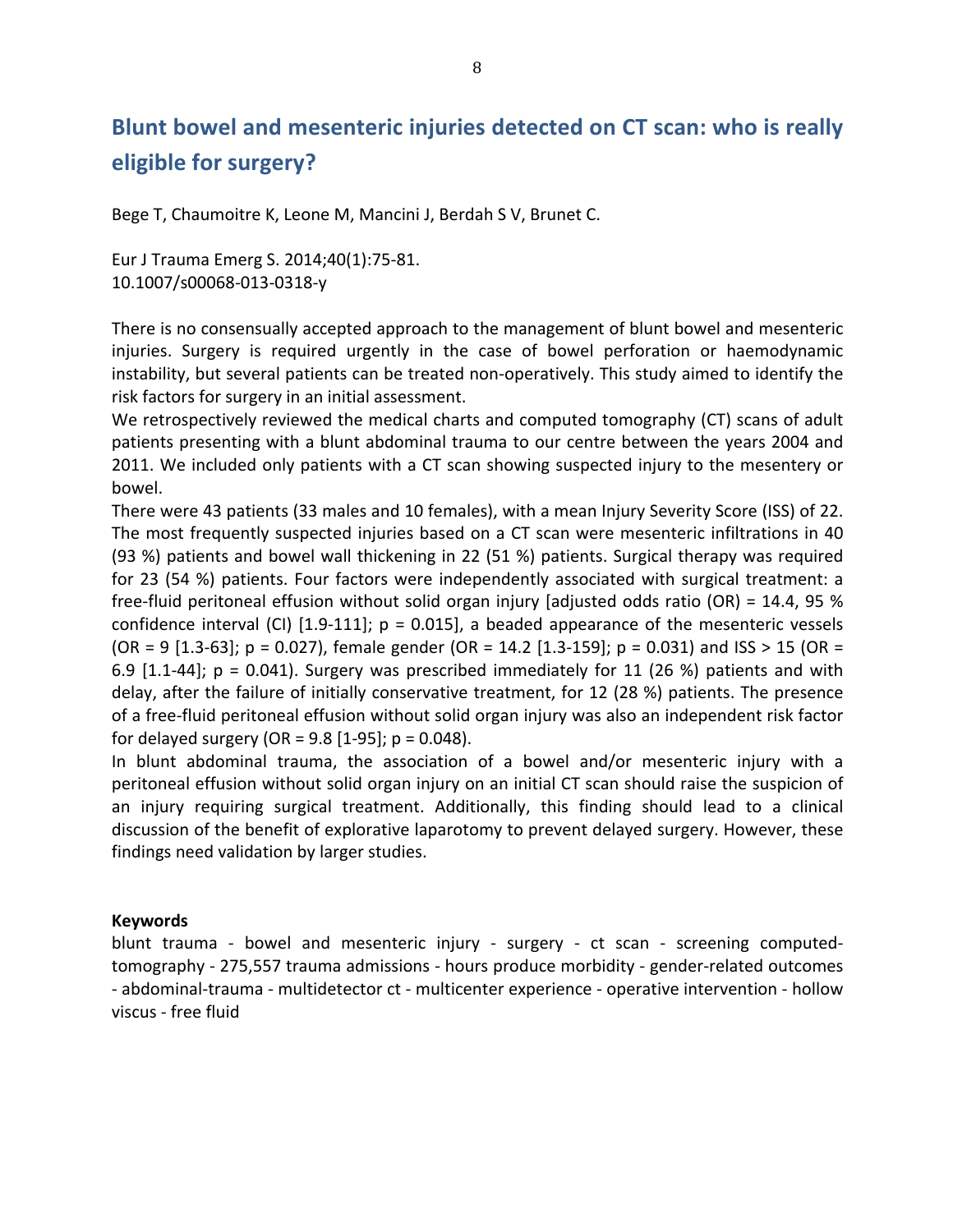## Blunt bowel and mesenteric injuries detected on CT scan: who is really eligible for surgery?

Bege T, Chaumoitre K, Leone M, Mancini J, Berdah S V, Brunet C.

Eur J Trauma Emerg S. 2014;40(1):75-81.
10.1007/s00068-013-0318-y

There is no consensually accepted approach to the management of blunt bowel and mesenteric injuries. Surgery is required urgently in the case of bowel perforation or haemodynamic instability, but several patients can be treated non-operatively. This study aimed to identify the risk factors for surgery in an initial assessment.

We retrospectively reviewed the medical charts and computed tomography (CT) scans of adult patients presenting with a blunt abdominal trauma to our centre between the years 2004 and 2011. We included only patients with a CT scan showing suspected injury to the mesentery or bowel.

There were 43 patients (33 males and 10 females), with a mean Injury Severity Score (ISS) of 22. The most frequently suspected injuries based on a CT scan were mesenteric infiltrations in 40 (93 %) patients and bowel wall thickening in 22 (51 %) patients. Surgical therapy was required for 23 (54 %) patients. Four factors were independently associated with surgical treatment: a free-fluid peritoneal effusion without solid organ injury [adjusted odds ratio (OR) = 14.4, 95 % confidence interval (CI) [1.9-111]; p = 0.015], a beaded appearance of the mesenteric vessels (OR = 9 [1.3-63]; p = 0.027), female gender (OR = 14.2 [1.3-159]; p = 0.031) and ISS > 15 (OR = 6.9 [1.1-44]; p = 0.041). Surgery was prescribed immediately for 11 (26 %) patients and with delay, after the failure of initially conservative treatment, for 12 (28 %) patients. The presence of a free-fluid peritoneal effusion without solid organ injury was also an independent risk factor for delayed surgery (OR = 9.8 [1-95]; p = 0.048).

In blunt abdominal trauma, the association of a bowel and/or mesenteric injury with a peritoneal effusion without solid organ injury on an initial CT scan should raise the suspicion of an injury requiring surgical treatment. Additionally, this finding should lead to a clinical discussion of the benefit of explorative laparotomy to prevent delayed surgery. However, these findings need validation by larger studies.

**Keywords**

blunt trauma - bowel and mesenteric injury - surgery - ct scan - screening computed-tomography - 275,557 trauma admissions - hours produce morbidity - gender-related outcomes - abdominal-trauma - multidetector ct - multicenter experience - operative intervention - hollow viscus - free fluid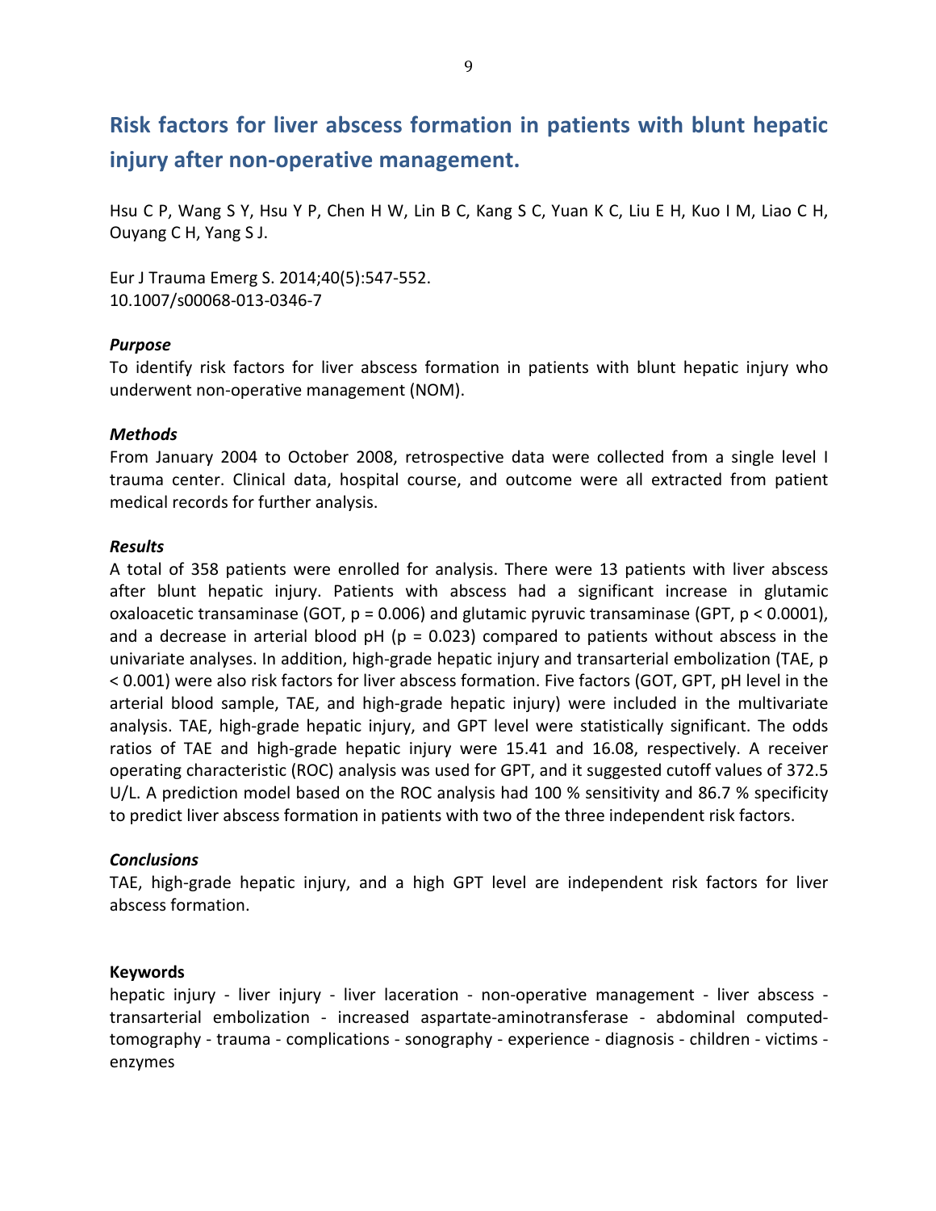# Risk factors for liver abscess formation in patients with blunt hepatic injury after non-operative management.

Hsu C P, Wang S Y, Hsu Y P, Chen H W, Lin B C, Kang S C, Yuan K C, Liu E H, Kuo I M, Liao C H, Ouyang C H, Yang S J.

Eur J Trauma Emerg S. 2014;40(5):547-552.
10.1007/s00068-013-0346-7

### *Purpose*

To identify risk factors for liver abscess formation in patients with blunt hepatic injury who underwent non-operative management (NOM).

### *Methods*

From January 2004 to October 2008, retrospective data were collected from a single level I trauma center. Clinical data, hospital course, and outcome were all extracted from patient medical records for further analysis.

### *Results*

A total of 358 patients were enrolled for analysis. There were 13 patients with liver abscess after blunt hepatic injury. Patients with abscess had a significant increase in glutamic oxaloacetic transaminase (GOT, $p = 0.006$) and glutamic pyruvic transaminase (GPT, $p < 0.0001$), and a decrease in arterial blood pH ($p = 0.023$) compared to patients without abscess in the univariate analyses. In addition, high-grade hepatic injury and transarterial embolization (TAE, $p < 0.001$) were also risk factors for liver abscess formation. Five factors (GOT, GPT, pH level in the arterial blood sample, TAE, and high-grade hepatic injury) were included in the multivariate analysis. TAE, high-grade hepatic injury, and GPT level were statistically significant. The odds ratios of TAE and high-grade hepatic injury were 15.41 and 16.08, respectively. A receiver operating characteristic (ROC) analysis was used for GPT, and it suggested cutoff values of 372.5 U/L. A prediction model based on the ROC analysis had 100 % sensitivity and 86.7 % specificity to predict liver abscess formation in patients with two of the three independent risk factors.

### *Conclusions*

TAE, high-grade hepatic injury, and a high GPT level are independent risk factors for liver abscess formation.

**Keywords**

hepatic injury - liver injury - liver laceration - non-operative management - liver abscess - transarterial embolization - increased aspartate-aminotransferase - abdominal computed-tomography - trauma - complications - sonography - experience - diagnosis - children - victims - enzymes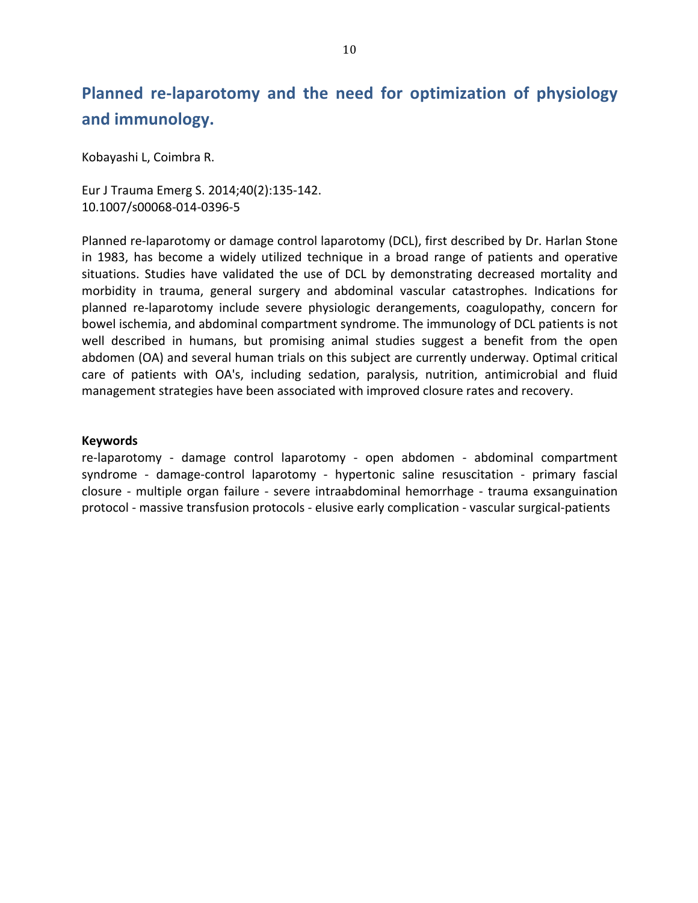## Planned re-laparotomy and the need for optimization of physiology and immunology.

Kobayashi L, Coimbra R.

Eur J Trauma Emerg S. 2014;40(2):135-142.
10.1007/s00068-014-0396-5

Planned re-laparotomy or damage control laparotomy (DCL), first described by Dr. Harlan Stone in 1983, has become a widely utilized technique in a broad range of patients and operative situations. Studies have validated the use of DCL by demonstrating decreased mortality and morbidity in trauma, general surgery and abdominal vascular catastrophes. Indications for planned re-laparotomy include severe physiologic derangements, coagulopathy, concern for bowel ischemia, and abdominal compartment syndrome. The immunology of DCL patients is not well described in humans, but promising animal studies suggest a benefit from the open abdomen (OA) and several human trials on this subject are currently underway. Optimal critical care of patients with OA's, including sedation, paralysis, nutrition, antimicrobial and fluid management strategies have been associated with improved closure rates and recovery.

**Keywords**
re-laparotomy - damage control laparotomy - open abdomen - abdominal compartment syndrome - damage-control laparotomy - hypertonic saline resuscitation - primary fascial closure - multiple organ failure - severe intraabdominal hemorrhage - trauma exsanguination protocol - massive transfusion protocols - elusive early complication - vascular surgical-patients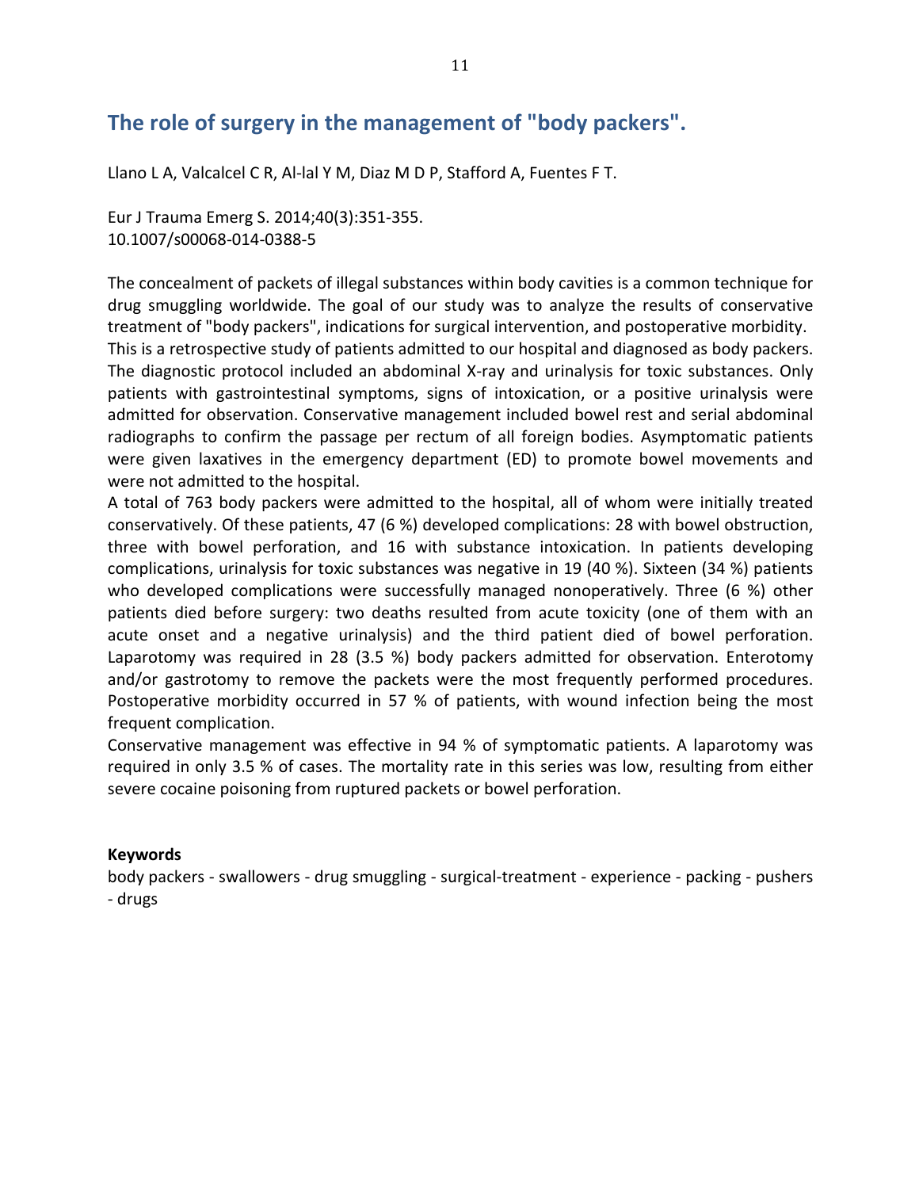## The role of surgery in the management of "body packers".

Llano L A, Valcalcel C R, Al-lal Y M, Diaz M D P, Stafford A, Fuentes F T.

Eur J Trauma Emerg S. 2014;40(3):351-355.
10.1007/s00068-014-0388-5

The concealment of packets of illegal substances within body cavities is a common technique for drug smuggling worldwide. The goal of our study was to analyze the results of conservative treatment of "body packers", indications for surgical intervention, and postoperative morbidity.
This is a retrospective study of patients admitted to our hospital and diagnosed as body packers. The diagnostic protocol included an abdominal X-ray and urinalysis for toxic substances. Only patients with gastrointestinal symptoms, signs of intoxication, or a positive urinalysis were admitted for observation. Conservative management included bowel rest and serial abdominal radiographs to confirm the passage per rectum of all foreign bodies. Asymptomatic patients were given laxatives in the emergency department (ED) to promote bowel movements and were not admitted to the hospital.
A total of 763 body packers were admitted to the hospital, all of whom were initially treated conservatively. Of these patients, 47 (6 %) developed complications: 28 with bowel obstruction, three with bowel perforation, and 16 with substance intoxication. In patients developing complications, urinalysis for toxic substances was negative in 19 (40 %). Sixteen (34 %) patients who developed complications were successfully managed nonoperatively. Three (6 %) other patients died before surgery: two deaths resulted from acute toxicity (one of them with an acute onset and a negative urinalysis) and the third patient died of bowel perforation. Laparotomy was required in 28 (3.5 %) body packers admitted for observation. Enterotomy and/or gastrotomy to remove the packets were the most frequently performed procedures. Postoperative morbidity occurred in 57 % of patients, with wound infection being the most frequent complication.
Conservative management was effective in 94 % of symptomatic patients. A laparotomy was required in only 3.5 % of cases. The mortality rate in this series was low, resulting from either severe cocaine poisoning from ruptured packets or bowel perforation.

**Keywords**

body packers - swallowers - drug smuggling - surgical-treatment - experience - packing - pushers - drugs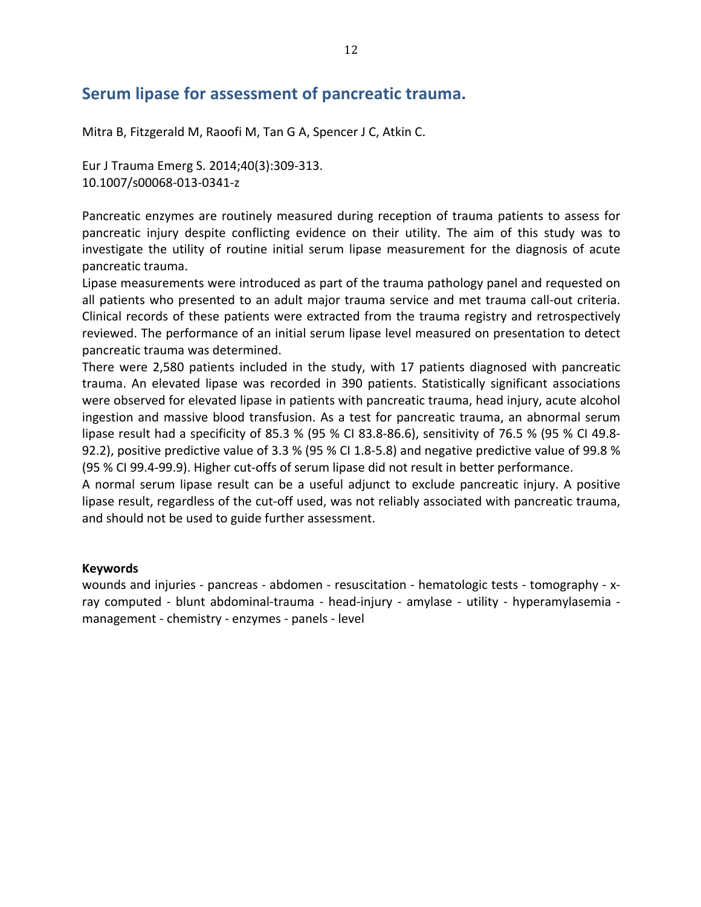## Serum lipase for assessment of pancreatic trauma.

Mitra B, Fitzgerald M, Raoofi M, Tan G A, Spencer J C, Atkin C.

Eur J Trauma Emerg S. 2014;40(3):309-313.
10.1007/s00068-013-0341-z

Pancreatic enzymes are routinely measured during reception of trauma patients to assess for pancreatic injury despite conflicting evidence on their utility. The aim of this study was to investigate the utility of routine initial serum lipase measurement for the diagnosis of acute pancreatic trauma.

Lipase measurements were introduced as part of the trauma pathology panel and requested on all patients who presented to an adult major trauma service and met trauma call-out criteria. Clinical records of these patients were extracted from the trauma registry and retrospectively reviewed. The performance of an initial serum lipase level measured on presentation to detect pancreatic trauma was determined.

There were 2,580 patients included in the study, with 17 patients diagnosed with pancreatic trauma. An elevated lipase was recorded in 390 patients. Statistically significant associations were observed for elevated lipase in patients with pancreatic trauma, head injury, acute alcohol ingestion and massive blood transfusion. As a test for pancreatic trauma, an abnormal serum lipase result had a specificity of 85.3 % (95 % CI 83.8-86.6), sensitivity of 76.5 % (95 % CI 49.8-92.2), positive predictive value of 3.3 % (95 % CI 1.8-5.8) and negative predictive value of 99.8 % (95 % CI 99.4-99.9). Higher cut-offs of serum lipase did not result in better performance.

A normal serum lipase result can be a useful adjunct to exclude pancreatic injury. A positive lipase result, regardless of the cut-off used, was not reliably associated with pancreatic trauma, and should not be used to guide further assessment.

**Keywords**

wounds and injuries - pancreas - abdomen - resuscitation - hematologic tests - tomography - x-ray computed - blunt abdominal-trauma - head-injury - amylase - utility - hyperamylasemia - management - chemistry - enzymes - panels - level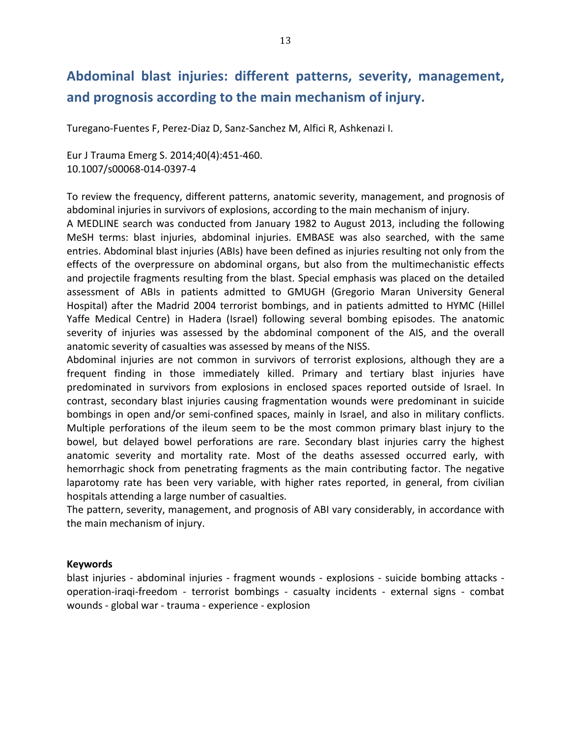## Abdominal blast injuries: different patterns, severity, management, and prognosis according to the main mechanism of injury.

Turegano-Fuentes F, Perez-Diaz D, Sanz-Sanchez M, Alfici R, Ashkenazi I.

Eur J Trauma Emerg S. 2014;40(4):451-460.
10.1007/s00068-014-0397-4

To review the frequency, different patterns, anatomic severity, management, and prognosis of abdominal injuries in survivors of explosions, according to the main mechanism of injury.
A MEDLINE search was conducted from January 1982 to August 2013, including the following MeSH terms: blast injuries, abdominal injuries. EMBASE was also searched, with the same entries. Abdominal blast injuries (ABIs) have been defined as injuries resulting not only from the effects of the overpressure on abdominal organs, but also from the multimechanistic effects and projectile fragments resulting from the blast. Special emphasis was placed on the detailed assessment of ABIs in patients admitted to GMUGH (Gregorio Maran University General Hospital) after the Madrid 2004 terrorist bombings, and in patients admitted to HYMC (Hillel Yaffe Medical Centre) in Hadera (Israel) following several bombing episodes. The anatomic severity of injuries was assessed by the abdominal component of the AIS, and the overall anatomic severity of casualties was assessed by means of the NISS.
Abdominal injuries are not common in survivors of terrorist explosions, although they are a frequent finding in those immediately killed. Primary and tertiary blast injuries have predominated in survivors from explosions in enclosed spaces reported outside of Israel. In contrast, secondary blast injuries causing fragmentation wounds were predominant in suicide bombings in open and/or semi-confined spaces, mainly in Israel, and also in military conflicts. Multiple perforations of the ileum seem to be the most common primary blast injury to the bowel, but delayed bowel perforations are rare. Secondary blast injuries carry the highest anatomic severity and mortality rate. Most of the deaths assessed occurred early, with hemorrhagic shock from penetrating fragments as the main contributing factor. The negative laparotomy rate has been very variable, with higher rates reported, in general, from civilian hospitals attending a large number of casualties.
The pattern, severity, management, and prognosis of ABI vary considerably, in accordance with the main mechanism of injury.

**Keywords**
blast injuries - abdominal injuries - fragment wounds - explosions - suicide bombing attacks - operation-iraqi-freedom - terrorist bombings - casualty incidents - external signs - combat wounds - global war - trauma - experience - explosion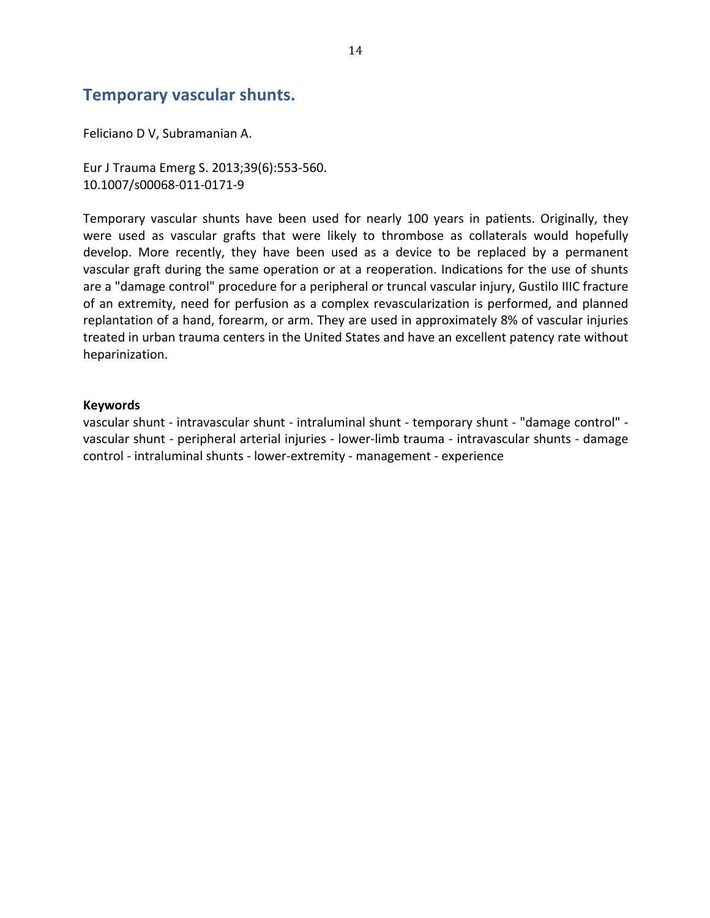## Temporary vascular shunts.

Feliciano D V, Subramanian A.

Eur J Trauma Emerg S. 2013;39(6):553-560.
10.1007/s00068-011-0171-9

Temporary vascular shunts have been used for nearly 100 years in patients. Originally, they were used as vascular grafts that were likely to thrombose as collaterals would hopefully develop. More recently, they have been used as a device to be replaced by a permanent vascular graft during the same operation or at a reoperation. Indications for the use of shunts are a "damage control" procedure for a peripheral or truncal vascular injury, Gustilo IIIC fracture of an extremity, need for perfusion as a complex revascularization is performed, and planned replantation of a hand, forearm, or arm. They are used in approximately 8% of vascular injuries treated in urban trauma centers in the United States and have an excellent patency rate without heparinization.

**Keywords**

vascular shunt - intravascular shunt - intraluminal shunt - temporary shunt - "damage control" - vascular shunt - peripheral arterial injuries - lower-limb trauma - intravascular shunts - damage control - intraluminal shunts - lower-extremity - management - experience